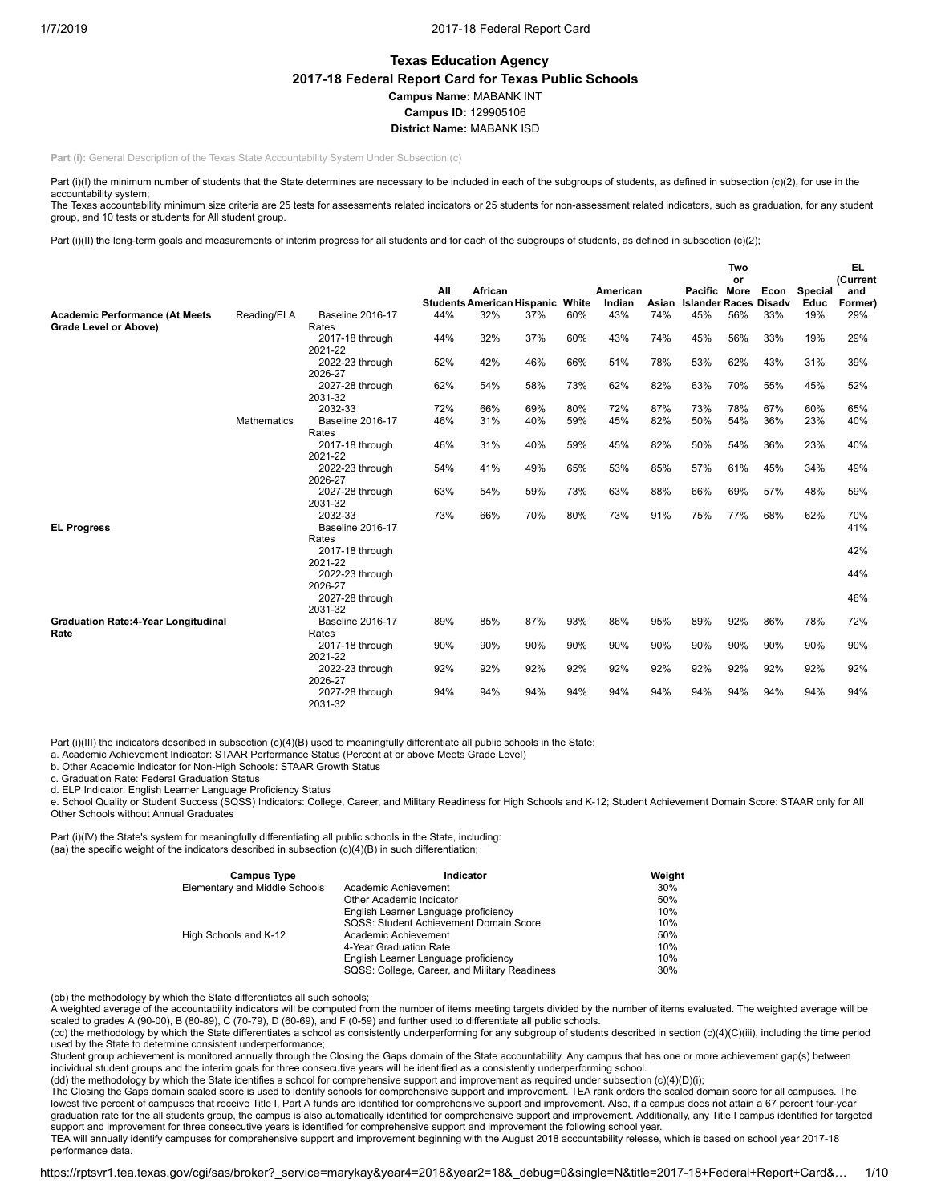## Texas Education Agency

## 2017-18 Federal Report Card for Texas Public Schools

**Campus Name:** MABANK INT

**Campus ID:** 129905106

**District Name:** MABANK ISD

**Part (i):** General Description of the Texas State Accountability System Under Subsection (c)

Part (i)(I) the minimum number of students that the State determines are necessary to be included in each of the subgroups of students, as defined in subsection (c)(2), for use in the accountability system;
The Texas accountability minimum size criteria are 25 tests for assessments related indicators or 25 students for non-assessment related indicators, such as graduation, for any student group, and 10 tests or students for All student group.

Part (i)(II) the long-term goals and measurements of interim progress for all students and for each of the subgroups of students, as defined in subsection (c)(2);

| | | | All Students | African American | Hispanic | White | American Indian | Asian | Pacific Islander | Two or More Races | Econ Disadv | Special Educ | EL (Current and Former) |
|---|---|---|---|---|---|---|---|---|---|---|---|---|---|
| **Academic Performance (At Meets Grade Level or Above)** | Reading/ELA | Baseline 2016-17 Rates | 44% | 32% | 37% | 60% | 43% | 74% | 45% | 56% | 33% | 19% | 29% |
| | | 2017-18 through 2021-22 | 44% | 32% | 37% | 60% | 43% | 74% | 45% | 56% | 33% | 19% | 29% |
| | | 2022-23 through 2026-27 | 52% | 42% | 46% | 66% | 51% | 78% | 53% | 62% | 43% | 31% | 39% |
| | | 2027-28 through 2031-32 | 62% | 54% | 58% | 73% | 62% | 82% | 63% | 70% | 55% | 45% | 52% |
| | | 2032-33 | 72% | 66% | 69% | 80% | 72% | 87% | 73% | 78% | 67% | 60% | 65% |
| | Mathematics | Baseline 2016-17 Rates | 46% | 31% | 40% | 59% | 45% | 82% | 50% | 54% | 36% | 23% | 40% |
| | | 2017-18 through 2021-22 | 46% | 31% | 40% | 59% | 45% | 82% | 50% | 54% | 36% | 23% | 40% |
| | | 2022-23 through 2026-27 | 54% | 41% | 49% | 65% | 53% | 85% | 57% | 61% | 45% | 34% | 49% |
| | | 2027-28 through 2031-32 | 63% | 54% | 59% | 73% | 63% | 88% | 66% | 69% | 57% | 48% | 59% |
| | | 2032-33 | 73% | 66% | 70% | 80% | 73% | 91% | 75% | 77% | 68% | 62% | 70% |
| **EL Progress** | | Baseline 2016-17 Rates | | | | | | | | | | | 41% |
| | | 2017-18 through 2021-22 | | | | | | | | | | | 42% |
| | | 2022-23 through 2026-27 | | | | | | | | | | | 44% |
| | | 2027-28 through 2031-32 | | | | | | | | | | | 46% |
| **Graduation Rate:4-Year Longitudinal Rate** | | Baseline 2016-17 Rates | 89% | 85% | 87% | 93% | 86% | 95% | 89% | 92% | 86% | 78% | 72% |
| | | 2017-18 through 2021-22 | 90% | 90% | 90% | 90% | 90% | 90% | 90% | 90% | 90% | 90% | 90% |
| | | 2022-23 through 2026-27 | 92% | 92% | 92% | 92% | 92% | 92% | 92% | 92% | 92% | 92% | 92% |
| | | 2027-28 through 2031-32 | 94% | 94% | 94% | 94% | 94% | 94% | 94% | 94% | 94% | 94% | 94% |

Part (i)(III) the indicators described in subsection (c)(4)(B) used to meaningfully differentiate all public schools in the State;
a. Academic Achievement Indicator: STAAR Performance Status (Percent at or above Meets Grade Level)
b. Other Academic Indicator for Non-High Schools: STAAR Growth Status
c. Graduation Rate: Federal Graduation Status
d. ELP Indicator: English Learner Language Proficiency Status
e. School Quality or Student Success (SQSS) Indicators: College, Career, and Military Readiness for High Schools and K-12; Student Achievement Domain Score: STAAR only for All Other Schools without Annual Graduates

Part (i)(IV) the State's system for meaningfully differentiating all public schools in the State, including:
(aa) the specific weight of the indicators described in subsection (c)(4)(B) in such differentiation;

| Campus Type | Indicator | Weight |
|---|---|---|
| Elementary and Middle Schools | Academic Achievement | 30% |
| | Other Academic Indicator | 50% |
| | English Learner Language proficiency | 10% |
| | SQSS: Student Achievement Domain Score | 10% |
| High Schools and K-12 | Academic Achievement | 50% |
| | 4-Year Graduation Rate | 10% |
| | English Learner Language proficiency | 10% |
| | SQSS: College, Career, and Military Readiness | 30% |

(bb) the methodology by which the State differentiates all such schools;
A weighted average of the accountability indicators will be computed from the number of items meeting targets divided by the number of items evaluated. The weighted average will be scaled to grades A (90-00), B (80-89), C (70-79), D (60-69), and F (0-59) and further used to differentiate all public schools.
(cc) the methodology by which the State differentiates a school as consistently underperforming for any subgroup of students described in section (c)(4)(C)(iii), including the time period used by the State to determine consistent underperformance;
Student group achievement is monitored annually through the Closing the Gaps domain of the State accountability. Any campus that has one or more achievement gap(s) between individual student groups and the interim goals for three consecutive years will be identified as a consistently underperforming school.
(dd) the methodology by which the State identifies a school for comprehensive support and improvement as required under subsection (c)(4)(D)(i);
The Closing the Gaps domain scaled score is used to identify schools for comprehensive support and improvement. TEA rank orders the scaled domain score for all campuses. The lowest five percent of campuses that receive Title I, Part A funds are identified for comprehensive support and improvement. Also, if a campus does not attain a 67 percent four-year graduation rate for the all students group, the campus is also automatically identified for comprehensive support and improvement. Additionally, any Title I campus identified for targeted support and improvement for three consecutive years is identified for comprehensive support and improvement the following school year.
TEA will annually identify campuses for comprehensive support and improvement beginning with the August 2018 accountability release, which is based on school year 2017-18 performance data.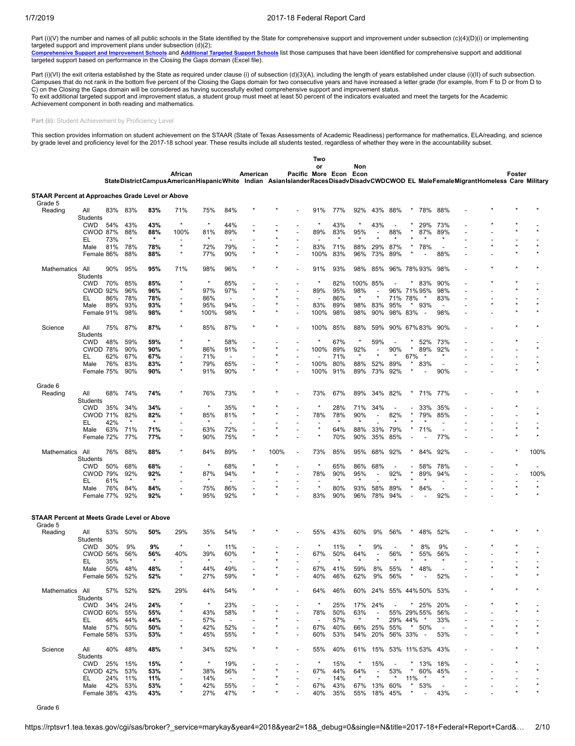Part (i)(V) the number and names of all public schools in the State identified by the State for comprehensive support and improvement under subsection (c)(4)(D)(i) or implementing targeted support and improvement plans under subsection (d)(2);

**Comprehensive Support and Improvement Schools** and **Additional Targeted Support Schools** list those campuses that have been identified for comprehensive support and additional targeted support based on performance in the Closing the Gaps domain (Excel file).

Part (i)(VI) the exit criteria established by the State as required under clause (i) of subsection (d)(3)(A), including the length of years established under clause (i)(II) of such subsection. Campuses that do not rank in the bottom five percent of the Closing the Gaps domain for two consecutive years and have increased a letter grade (for example, from F to D or from D to C) on the Closing the Gaps domain will be considered as having successfully exited comprehensive support and improvement status.
To exit additional targeted support and improvement status, a student group must meet at least 50 percent of the indicators evaluated and meet the targets for the Academic Achievement component in both reading and mathematics.

**Part (ii):** Student Achievement by Proficiency Level

This section provides information on student achievement on the STAAR (State of Texas Assessments of Academic Readiness) performance for mathematics, ELA/reading, and science by grade level and proficiency level for the 2017-18 school year. These results include all students tested, regardless of whether they were in the accountability subset.

### STAAR Percent at Approaches Grade Level or Above

| Grade | Subject | Group | State | District | Campus | African American | Hispanic | White | American Indian | Asian | Pacific Islander | Two or More Races | Econ Disadv | Non Econ Disadv | CWD | CWOD | EL | Male | Female | Migrant | Homeless | Foster Care | Military |
|---|---|---|---|---|---|---|---|---|---|---|---|---|---|---|---|---|---|---|---|---|---|---|---|
| Grade 5 | Reading | All Students | 83% | 83% | **83%** | 71% | 75% | 84% | * | * | - | 91% | 77% | 92% | 43% | 88% | * | 78% | 88% | - | * | * | * |
| | | CWD | 54% | 43% | **43%** | * | * | 44% | - | - | - | * | 43% | * | 43% | - | * | 29% | 73% | - | * | * | - |
| | | CWOD | 87% | 88% | **88%** | 100% | 81% | 89% | * | * | - | 89% | 83% | 95% | - | 88% | * | 87% | 89% | - | - | * | * |
| | | EL | 73% | * | * | - | * | - | - | * | - | - | * | * | * | * | * | * | * | - | - | - | - |
| | | Male | 81% | 78% | **78%** | * | 72% | 79% | - | * | - | 83% | 71% | 88% | 29% | 87% | * | 78% | - | - | * | * | * |
| | | Female | 86% | 88% | **88%** | * | 77% | 90% | * | * | - | 100% | 83% | 96% | 73% | 89% | * | - | 88% | - | - | * | * |
| | Mathematics | All Students | 90% | 95% | **95%** | 71% | 98% | 96% | * | * | - | 91% | 93% | 98% | 85% | 96% | 78% | 93% | 98% | - | * | * | * |
| | | CWD | 70% | 85% | **85%** | * | * | 85% | - | - | - | * | 82% | 100% | 85% | - | * | 83% | 90% | - | * | * | - |
| | | CWOD | 92% | 96% | **96%** | * | 97% | 97% | * | * | - | 89% | 95% | 98% | - | 96% | 71% | 95% | 98% | - | - | * | * |
| | | EL | 86% | 78% | **78%** | - | 86% | - | - | * | - | - | 86% | * | * | 71% | 78% | * | 83% | - | - | - | - |
| | | Male | 89% | 93% | **93%** | * | 95% | 94% | - | * | - | 83% | 89% | 98% | 83% | 95% | * | 93% | - | - | * | * | * |
| | | Female | 91% | 98% | **98%** | * | 100% | 98% | * | * | - | 100% | 98% | 98% | 90% | 98% | 83% | - | 98% | - | - | * | * |
| | Science | All Students | 75% | 87% | **87%** | * | 85% | 87% | * | * | - | 100% | 85% | 88% | 59% | 90% | 67% | 83% | 90% | - | - | * | * |
| | | CWD | 48% | 59% | **59%** | * | * | 58% | - | - | - | * | 67% | * | 59% | - | * | 52% | 73% | - | - | * | - |
| | | CWOD | 78% | 90% | **90%** | * | 86% | 91% | * | * | - | 100% | 89% | 92% | - | 90% | * | 89% | 92% | - | - | - | * |
| | | EL | 62% | 67% | **67%** | - | 71% | - | - | * | - | - | 71% | * | * | * | 67% | * | * | - | - | - | - |
| | | Male | 76% | 83% | **83%** | * | 79% | 85% | - | * | - | 100% | 80% | 88% | 52% | 89% | * | 83% | - | - | - | - | * |
| | | Female | 75% | 90% | **90%** | * | 91% | 90% | * | * | - | 100% | 91% | 89% | 73% | 92% | * | - | 90% | - | - | * | * |
| Grade 6 | Reading | All Students | 68% | 74% | **74%** | * | 76% | 73% | * | * | - | 73% | 67% | 89% | 34% | 82% | * | 71% | 77% | - | - | * | * |
| | | CWD | 35% | 34% | **34%** | - | * | 35% | * | * | - | * | 28% | 71% | 34% | - | - | 33% | 35% | - | - | * | - |
| | | CWOD | 71% | 82% | **82%** | * | 85% | 81% | * | * | - | 78% | 78% | 90% | - | 82% | * | 79% | 85% | - | - | - | * |
| | | EL | 42% | * | * | - | * | - | - | - | - | - | * | * | * | * | * | * | - | - | - | - | - |
| | | Male | 63% | 71% | **71%** | - | 63% | 72% | - | * | - | * | 64% | 88% | 33% | 79% | * | 71% | - | - | - | * | * |
| | | Female | 72% | 77% | **77%** | * | 90% | 75% | * | * | - | * | 70% | 90% | 35% | 85% | - | - | 77% | - | - | * | * |
| | Mathematics | All Students | 76% | 88% | **88%** | * | 84% | 89% | * | 100% | - | 73% | 85% | 95% | 68% | 92% | * | 84% | 92% | - | - | * | 100% |
| | | CWD | 50% | 68% | **68%** | - | * | 68% | * | * | - | * | 65% | 86% | 68% | - | - | 58% | 78% | - | - | * | - |
| | | CWOD | 79% | 92% | **92%** | * | 87% | 94% | * | * | - | 78% | 90% | 95% | - | 92% | * | 89% | 94% | - | - | - | 100% |
| | | EL | 61% | * | * | - | * | - | - | - | - | - | * | * | - | * | * | * | - | - | - | - | - |
| | | Male | 76% | 84% | **84%** | - | 75% | 86% | - | * | - | * | 80% | 93% | 58% | 89% | * | 84% | - | - | - | * | * |
| | | Female | 77% | 92% | **92%** | * | 95% | 92% | * | * | - | 83% | 90% | 96% | 78% | 94% | * | - | 92% | - | - | * | * |

### STAAR Percent at Meets Grade Level or Above

| Grade | Subject | Group | State | District | Campus | African American | Hispanic | White | American Indian | Asian | Pacific Islander | Two or More Races | Econ Disadv | Non Econ Disadv | CWD | CWOD | EL | Male | Female | Migrant | Homeless | Foster Care | Military |
|---|---|---|---|---|---|---|---|---|---|---|---|---|---|---|---|---|---|---|---|---|---|---|---|
| Grade 5 | Reading | All Students | 53% | 50% | **50%** | 29% | 35% | 54% | * | * | - | 55% | 43% | 60% | 9% | 56% | * | 48% | 52% | - | * | * | * |
| | | CWD | 30% | 9% | **9%** | * | * | 11% | - | - | - | * | 11% | * | 9% | - | * | 8% | 9% | - | * | * | - |
| | | CWOD | 56% | 56% | **56%** | 40% | 39% | 60% | * | * | - | 67% | 50% | 64% | - | 56% | * | 55% | 56% | - | - | * | * |
| | | EL | 35% | * | * | - | * | - | - | * | - | - | * | * | * | * | * | * | * | - | - | - | - |
| | | Male | 50% | 48% | **48%** | * | 44% | 49% | - | * | - | 67% | 41% | 59% | 8% | 55% | * | 48% | - | - | * | * | * |
| | | Female | 56% | 52% | **52%** | * | 27% | 59% | * | * | - | 40% | 46% | 62% | 9% | 56% | * | - | 52% | - | - | * | * |
| | Mathematics | All Students | 57% | 52% | **52%** | 29% | 44% | 54% | * | * | - | 64% | 46% | 60% | 24% | 55% | 44% | 50% | 53% | - | * | * | * |
| | | CWD | 34% | 24% | **24%** | * | * | 23% | - | - | - | * | 25% | 17% | 24% | - | * | 25% | 20% | - | * | * | - |
| | | CWOD | 60% | 55% | **55%** | * | 43% | 58% | * | * | - | 78% | 50% | 63% | - | 55% | 29% | 55% | 56% | - | - | * | * |
| | | EL | 46% | 44% | **44%** | - | 57% | - | - | * | - | - | 57% | * | * | 29% | 44% | * | 33% | - | - | - | - |
| | | Male | 57% | 50% | **50%** | * | 42% | 52% | - | * | - | 67% | 40% | 66% | 25% | 55% | * | 50% | - | - | * | * | * |
| | | Female | 58% | 53% | **53%** | * | 45% | 55% | * | * | - | 60% | 53% | 54% | 20% | 56% | 33% | - | 53% | - | - | * | * |
| | Science | All Students | 40% | 48% | **48%** | * | 34% | 52% | * | * | - | 55% | 40% | 61% | 15% | 53% | 11% | 53% | 43% | - | - | * | * |
| | | CWD | 25% | 15% | **15%** | * | * | 19% | - | - | - | * | 15% | * | 15% | - | * | 13% | 18% | - | - | * | - |
| | | CWOD | 42% | 53% | **53%** | * | 38% | 56% | * | * | - | 67% | 44% | 64% | - | 53% | * | 60% | 45% | - | - | - | * |
| | | EL | 24% | 11% | **11%** | - | 14% | - | - | * | - | - | 14% | * | * | * | 11% | * | * | - | - | - | - |
| | | Male | 42% | 53% | **53%** | * | 42% | 55% | - | * | - | 67% | 43% | 67% | 13% | 60% | * | 53% | - | - | - | - | * |
| | | Female | 38% | 43% | **43%** | * | 27% | 47% | * | * | - | 40% | 35% | 55% | 18% | 45% | * | - | 43% | - | - | * | * |

Grade 6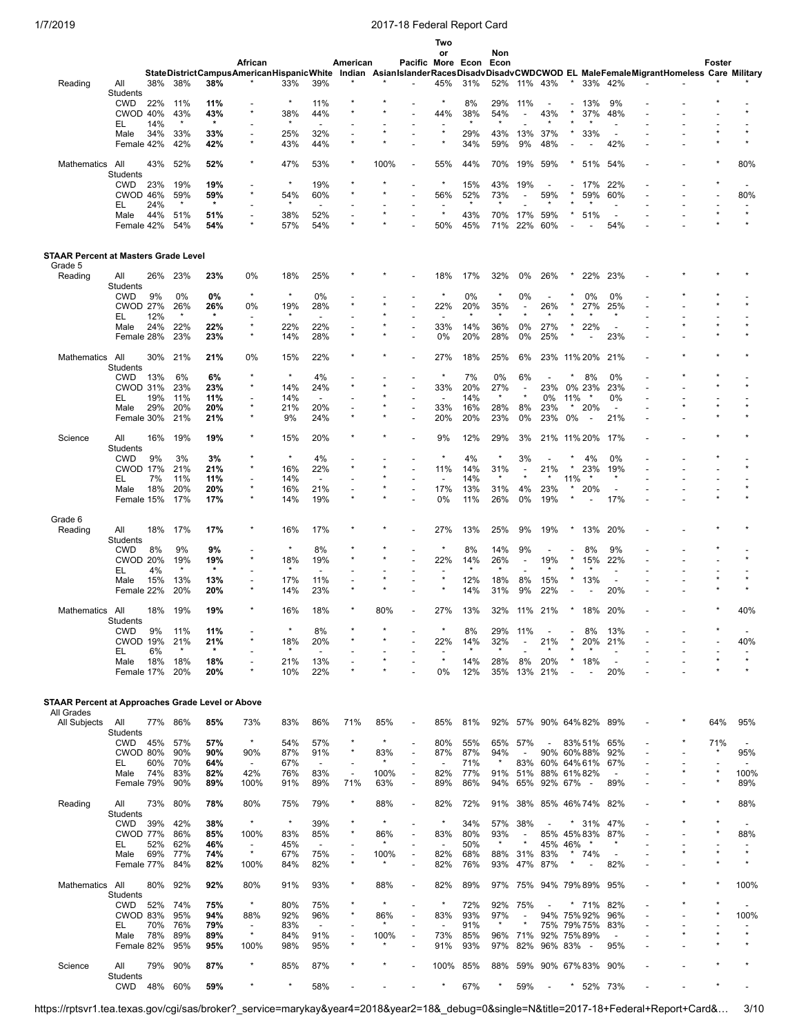| | | State | District | Campus | African American | Hispanic | White | American Indian | Asian | Pacific Islander | Two or More Races | Econ Disadv | Non Econ Disadv | CWD | CWOD | EL | Male | Female | Migrant | Homeless | Foster Care | Military |
|---|---|---|---|---|---|---|---|---|---|---|---|---|---|---|---|---|---|---|---|---|---|---|
| Reading | All Students | 38% | 38% | **38%** | * | 33% | 39% | * | * | - | 45% | 31% | 52% | 11% | 43% | * | 33% | 42% | - | - | * | * |
| | CWD | 22% | 11% | **11%** | - | * | 11% | * | * | - | * | 8% | 29% | 11% | - | - | 13% | 9% | - | - | * | - |
| | CWOD | 40% | 43% | **43%** | * | 38% | 44% | * | * | - | 44% | 38% | 54% | - | 43% | * | 37% | 48% | - | - | - | * |
| | EL | 14% | * | * | - | * | - | - | - | - | - | * | * | - | * | * | * | - | - | - | - | - |
| | Male | 34% | 33% | **33%** | - | 25% | 32% | - | * | - | * | 29% | 43% | 13% | 37% | * | 33% | - | - | - | * | * |
| | Female | 42% | 42% | **42%** | * | 43% | 44% | * | * | - | * | 34% | 59% | 9% | 48% | - | - | 42% | - | - | * | * |
| Mathematics | All Students | 43% | 52% | **52%** | * | 47% | 53% | * | 100% | - | 55% | 44% | 70% | 19% | 59% | * | 51% | 54% | - | - | * | 80% |
| | CWD | 23% | 19% | **19%** | - | * | 19% | * | * | - | * | 15% | 43% | 19% | - | - | 17% | 22% | - | - | * | - |
| | CWOD | 46% | 59% | **59%** | * | 54% | 60% | * | * | - | 56% | 52% | 73% | - | 59% | * | 59% | 60% | - | - | - | 80% |
| | EL | 24% | * | * | - | * | - | - | - | - | - | * | * | - | * | * | * | - | - | - | - | - |
| | Male | 44% | 51% | **51%** | - | 38% | 52% | - | * | - | * | 43% | 70% | 17% | 59% | * | 51% | - | - | - | * | * |
| | Female | 42% | 54% | **54%** | * | 57% | 54% | * | * | - | 50% | 45% | 71% | 22% | 60% | - | - | 54% | - | - | * | * |

**STAAR Percent at Masters Grade Level**

| | | State | District | Campus | African American | Hispanic | White | American Indian | Asian | Pacific Islander | Two or More Races | Econ Disadv | Non Econ Disadv | CWD | CWOD | EL | Male | Female | Migrant | Homeless | Foster Care | Military |
|---|---|---|---|---|---|---|---|---|---|---|---|---|---|---|---|---|---|---|---|---|---|---|
| **Grade 5** | | | | | | | | | | | | | | | | | | | | | | |
| Reading | All Students | 26% | 23% | **23%** | 0% | 18% | 25% | * | * | - | 18% | 17% | 32% | 0% | 26% | * | 22% | 23% | - | * | * | * |
| | CWD | 9% | 0% | **0%** | * | * | 0% | - | - | - | * | 0% | * | 0% | - | * | 0% | 0% | - | * | * | - |
| | CWOD | 27% | 26% | **26%** | 0% | 19% | 28% | * | * | - | 22% | 20% | 35% | - | 26% | * | 27% | 25% | - | - | * | * |
| | EL | 12% | * | * | - | * | - | - | * | - | - | * | * | * | * | * | * | * | - | - | - | - |
| | Male | 24% | 22% | **22%** | * | 22% | 22% | - | * | - | 33% | 14% | 36% | 0% | 27% | * | 22% | - | - | * | * | * |
| | Female | 28% | 23% | **23%** | * | 14% | 28% | * | * | - | 0% | 20% | 28% | 0% | 25% | * | - | 23% | - | - | * | * |
| Mathematics | All Students | 30% | 21% | **21%** | 0% | 15% | 22% | * | * | - | 27% | 18% | 25% | 6% | 23% | 11% | 20% | 21% | - | * | * | * |
| | CWD | 13% | 6% | **6%** | * | * | 4% | - | - | - | * | 7% | 0% | 6% | - | * | 8% | 0% | - | * | * | - |
| | CWOD | 31% | 23% | **23%** | * | 14% | 24% | * | * | - | 33% | 20% | 27% | - | 23% | 0% | 23% | 23% | - | - | * | * |
| | EL | 19% | 11% | **11%** | - | 14% | - | - | * | - | - | 14% | * | * | 0% | 11% | * | 0% | - | - | - | - |
| | Male | 29% | 20% | **20%** | * | 21% | 20% | - | * | - | 33% | 16% | 28% | 8% | 23% | * | 20% | - | - | * | * | * |
| | Female | 30% | 21% | **21%** | * | 9% | 24% | * | * | - | 20% | 20% | 23% | 0% | 23% | 0% | - | 21% | - | - | * | * |
| Science | All Students | 16% | 19% | **19%** | * | 15% | 20% | * | * | - | 9% | 12% | 29% | 3% | 21% | 11% | 20% | 17% | - | - | * | * |
| | CWD | 9% | 3% | **3%** | * | * | 4% | - | - | - | * | 4% | * | 3% | - | * | 4% | 0% | - | - | * | - |
| | CWOD | 17% | 21% | **21%** | * | 16% | 22% | * | * | - | 11% | 14% | 31% | - | 21% | * | 23% | 19% | - | - | - | * |
| | EL | 7% | 11% | **11%** | - | 14% | - | - | * | - | - | 14% | * | * | * | 11% | * | * | - | - | - | - |
| | Male | 18% | 20% | **20%** | * | 16% | 21% | - | * | - | 17% | 13% | 31% | 4% | 23% | * | 20% | - | - | - | * | * |
| | Female | 15% | 17% | **17%** | * | 14% | 19% | * | * | - | 0% | 11% | 26% | 0% | 19% | * | - | 17% | - | - | * | * |
| **Grade 6** | | | | | | | | | | | | | | | | | | | | | | |
| Reading | All Students | 18% | 17% | **17%** | * | 16% | 17% | * | * | - | 27% | 13% | 25% | 9% | 19% | * | 13% | 20% | - | - | * | * |
| | CWD | 8% | 9% | **9%** | - | * | 8% | * | * | - | * | 8% | 14% | 9% | - | - | 8% | 9% | - | - | * | - |
| | CWOD | 20% | 19% | **19%** | * | 18% | 19% | * | * | - | 22% | 14% | 26% | - | 19% | * | 15% | 22% | - | - | - | * |
| | EL | 4% | * | * | - | * | - | - | - | - | - | * | * | - | * | * | * | - | - | - | - | - |
| | Male | 15% | 13% | **13%** | - | 17% | 11% | - | * | - | * | 12% | 18% | 8% | 15% | * | 13% | - | - | - | * | * |
| | Female | 22% | 20% | **20%** | * | 14% | 23% | * | * | - | * | 14% | 31% | 9% | 22% | - | - | 20% | - | - | * | * |
| Mathematics | All Students | 18% | 19% | **19%** | * | 16% | 18% | * | 80% | - | 27% | 13% | 32% | 11% | 21% | * | 18% | 20% | - | - | * | 40% |
| | CWD | 9% | 11% | **11%** | - | * | 8% | * | * | - | * | 8% | 29% | 11% | - | - | 8% | 13% | - | - | * | - |
| | CWOD | 19% | 21% | **21%** | * | 18% | 20% | * | * | - | 22% | 14% | 32% | - | 21% | * | 20% | 21% | - | - | - | 40% |
| | EL | 6% | * | * | - | * | - | - | - | - | - | * | * | - | * | * | * | - | - | - | - | - |
| | Male | 18% | 18% | **18%** | - | 21% | 13% | - | * | - | * | 14% | 28% | 8% | 20% | * | 18% | - | - | - | * | * |
| | Female | 17% | 20% | **20%** | * | 10% | 22% | * | * | - | 0% | 12% | 35% | 13% | 21% | - | - | 20% | - | - | * | * |

**STAAR Percent at Approaches Grade Level or Above**

| | | State | District | Campus | African American | Hispanic | White | American Indian | Asian | Pacific Islander | Two or More Races | Econ Disadv | Non Econ Disadv | CWD | CWOD | EL | Male | Female | Migrant | Homeless | Foster Care | Military |
|---|---|---|---|---|---|---|---|---|---|---|---|---|---|---|---|---|---|---|---|---|---|---|
| **All Grades** | | | | | | | | | | | | | | | | | | | | | | |
| All Subjects | All Students | 77% | 86% | **85%** | 73% | 83% | 86% | 71% | 85% | - | 85% | 81% | 92% | 57% | 90% | 64% | 82% | 89% | - | * | 64% | 95% |
| | CWD | 45% | 57% | **57%** | * | 54% | 57% | * | * | - | 80% | 55% | 65% | 57% | - | 83% | 51% | 65% | - | * | 71% | - |
| | CWOD | 80% | 90% | **90%** | 90% | 87% | 91% | * | 83% | - | 87% | 87% | 94% | - | 90% | 60% | 88% | 92% | - | - | * | 95% |
| | EL | 60% | 70% | **64%** | - | 67% | - | - | * | - | - | 71% | * | 83% | 60% | 64% | 61% | 67% | - | - | - | - |
| | Male | 74% | 83% | **82%** | 42% | 76% | 83% | - | 100% | - | 82% | 77% | 91% | 51% | 88% | 61% | 82% | - | - | * | * | 100% |
| | Female | 79% | 90% | **89%** | 100% | 91% | 89% | 71% | 63% | - | 89% | 86% | 94% | 65% | 92% | 67% | - | 89% | - | - | * | 89% |
| Reading | All Students | 73% | 80% | **78%** | 80% | 75% | 79% | * | 88% | - | 82% | 72% | 91% | 38% | 85% | 46% | 74% | 82% | - | * | * | 88% |
| | CWD | 39% | 42% | **38%** | * | * | 39% | * | * | - | * | 34% | 57% | 38% | - | * | 31% | 47% | - | * | * | - |
| | CWOD | 77% | 86% | **85%** | 100% | 83% | 85% | * | 86% | - | 83% | 80% | 93% | - | 85% | 45% | 83% | 87% | - | - | * | 88% |
| | EL | 52% | 62% | **46%** | - | 45% | - | - | * | - | - | 50% | * | * | 45% | 46% | * | * | - | - | - | - |
| | Male | 69% | 77% | **74%** | * | 67% | 75% | - | 100% | - | 82% | 68% | 88% | 31% | 83% | * | 74% | - | - | * | * | * |
| | Female | 77% | 84% | **82%** | 100% | 84% | 82% | * | * | - | 82% | 76% | 93% | 47% | 87% | * | - | 82% | - | - | * | * |
| Mathematics | All Students | 80% | 92% | **92%** | 80% | 91% | 93% | * | 88% | - | 82% | 89% | 97% | 75% | 94% | 79% | 89% | 95% | - | * | * | 100% |
| | CWD | 52% | 74% | **75%** | * | 80% | 75% | * | * | - | * | 72% | 92% | 75% | - | * | 71% | 82% | - | * | * | - |
| | CWOD | 83% | 95% | **94%** | 88% | 92% | 96% | * | 86% | - | 83% | 93% | 97% | - | 94% | 75% | 92% | 96% | - | - | * | 100% |
| | EL | 70% | 76% | **79%** | - | 83% | - | - | * | - | - | 91% | * | * | 75% | 79% | 75% | 83% | - | - | - | - |
| | Male | 78% | 89% | **89%** | * | 84% | 91% | - | 100% | - | 73% | 85% | 96% | 71% | 92% | 75% | 89% | - | - | * | * | * |
| | Female | 82% | 95% | **95%** | 100% | 98% | 95% | * | * | - | 91% | 93% | 97% | 82% | 96% | 83% | - | 95% | - | - | * | * |
| Science | All Students | 79% | 90% | **87%** | * | 85% | 87% | * | * | - | 100% | 85% | 88% | 59% | 90% | 67% | 83% | 90% | - | - | * | * |
| | CWD | 48% | 60% | **59%** | * | * | 58% | - | - | - | * | 67% | * | 59% | - | * | 52% | 73% | - | - | * | - |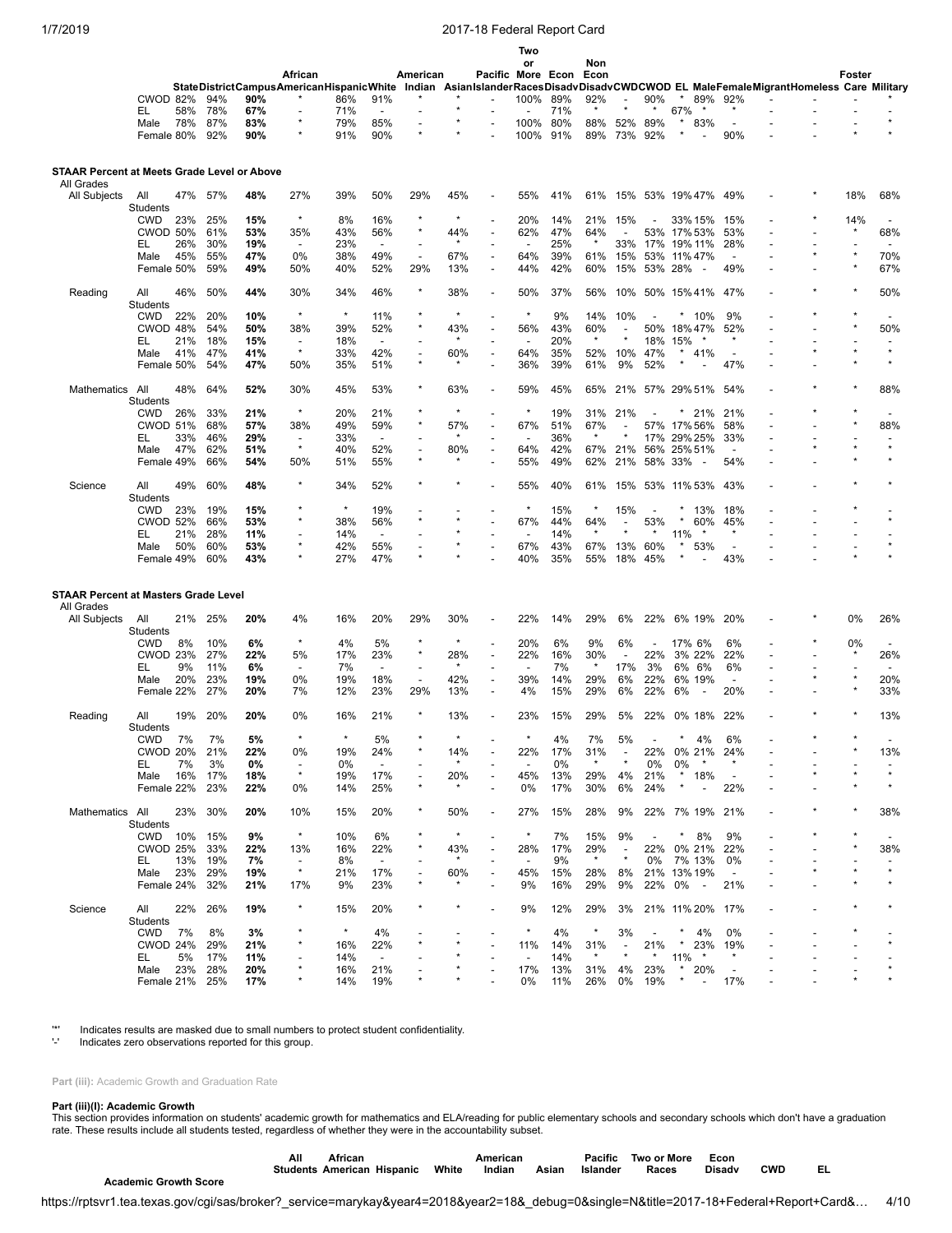| | | State | District | Campus | African American | Hispanic | White | American Indian | Asian | Pacific Islander | Two or More Races | Econ Disadv | Non Econ Disadv | CWD | CWOD | EL | Male | Female | Migrant | Homeless | Foster Care | Military |
|---|---|---|---|---|---|---|---|---|---|---|---|---|---|---|---|---|---|---|---|---|---|---|
| | CWOD | 82% | 94% | **90%** | * | 86% | 91% | * | * | - | 100% | 89% | 92% | - | 90% | * | 89% | 92% | - | - | - | * |
| | EL | 58% | 78% | **67%** | - | 71% | - | - | * | - | - | 71% | * | * | * | 67% | * | * | - | - | - | - |
| | Male | 78% | 87% | **83%** | * | 79% | 85% | - | * | - | 100% | 80% | 88% | 52% | 89% | * | 83% | - | - | - | - | * |
| | Female | 80% | 92% | **90%** | * | 91% | 90% | * | * | - | 100% | 91% | 89% | 73% | 92% | * | - | 90% | - | - | * | * |

### STAAR Percent at Meets Grade Level or Above

All Grades

| | | State | District | Campus | African American | Hispanic | White | American Indian | Asian | Pacific Islander | Two or More Races | Econ Disadv | Non Econ Disadv | CWD | CWOD | EL | Male | Female | Migrant | Homeless | Foster Care | Military |
|---|---|---|---|---|---|---|---|---|---|---|---|---|---|---|---|---|---|---|---|---|---|---|
| All Subjects | All Students | 47% | 57% | **48%** | 27% | 39% | 50% | 29% | 45% | - | 55% | 41% | 61% | 15% | 53% | 19% | 47% | 49% | - | * | 18% | 68% |
| | CWD | 23% | 25% | **15%** | * | 8% | 16% | * | * | - | 20% | 14% | 21% | 15% | - | 33% | 15% | 15% | - | * | 14% | - |
| | CWOD | 50% | 61% | **53%** | 35% | 43% | 56% | * | 44% | - | 62% | 47% | 64% | - | 53% | 17% | 53% | 53% | - | - | * | 68% |
| | EL | 26% | 30% | **19%** | - | 23% | - | - | * | - | - | 25% | * | 33% | 17% | 19% | 11% | 28% | - | - | - | - |
| | Male | 45% | 55% | **47%** | 0% | 38% | 49% | - | 67% | - | 64% | 39% | 61% | 15% | 53% | 11% | 47% | - | - | * | * | 70% |
| | Female | 50% | 59% | **49%** | 50% | 40% | 52% | 29% | 13% | - | 44% | 42% | 60% | 15% | 53% | 28% | - | 49% | - | - | * | 67% |
| Reading | All Students | 46% | 50% | **44%** | 30% | 34% | 46% | * | 38% | - | 50% | 37% | 56% | 10% | 50% | 15% | 41% | 47% | - | * | * | 50% |
| | CWD | 22% | 20% | **10%** | * | * | 11% | * | * | - | * | 9% | 14% | 10% | - | * | 10% | 9% | - | * | * | - |
| | CWOD | 48% | 54% | **50%** | 38% | 39% | 52% | * | 43% | - | 56% | 43% | 60% | - | 50% | 18% | 47% | 52% | - | - | * | 50% |
| | EL | 21% | 18% | **15%** | - | 18% | - | - | * | - | - | 20% | * | * | 18% | 15% | * | * | - | - | - | - |
| | Male | 41% | 47% | **41%** | * | 33% | 42% | - | 60% | - | 64% | 35% | 52% | 10% | 47% | * | 41% | - | - | * | * | * |
| | Female | 50% | 54% | **47%** | 50% | 35% | 51% | * | * | - | 36% | 39% | 61% | 9% | 52% | * | - | 47% | - | - | * | * |
| Mathematics | All Students | 48% | 64% | **52%** | 30% | 45% | 53% | * | 63% | - | 59% | 45% | 65% | 21% | 57% | 29% | 51% | 54% | - | * | * | 88% |
| | CWD | 26% | 33% | **21%** | * | 20% | 21% | * | * | - | * | 19% | 31% | 21% | - | * | 21% | 21% | - | * | * | - |
| | CWOD | 51% | 68% | **57%** | 38% | 49% | 59% | * | 57% | - | 67% | 51% | 67% | - | 57% | 17% | 56% | 58% | - | - | * | 88% |
| | EL | 33% | 46% | **29%** | - | 33% | - | - | * | - | - | 36% | * | * | 17% | 29% | 25% | 33% | - | - | - | - |
| | Male | 47% | 62% | **51%** | * | 40% | 52% | - | 80% | - | 64% | 42% | 67% | 21% | 56% | 25% | 51% | - | - | * | * | * |
| | Female | 49% | 66% | **54%** | 50% | 51% | 55% | * | * | - | 55% | 49% | 62% | 21% | 58% | 33% | - | 54% | - | - | * | * |
| Science | All Students | 49% | 60% | **48%** | * | 34% | 52% | * | * | - | 55% | 40% | 61% | 15% | 53% | 11% | 53% | 43% | - | - | * | * |
| | CWD | 23% | 19% | **15%** | * | * | 19% | - | - | - | * | 15% | * | 15% | - | * | 13% | 18% | - | - | * | - |
| | CWOD | 52% | 66% | **53%** | * | 38% | 56% | * | * | - | 67% | 44% | 64% | - | 53% | * | 60% | 45% | - | - | - | * |
| | EL | 21% | 28% | **11%** | - | 14% | - | - | * | - | - | 14% | * | * | * | 11% | * | * | - | - | - | - |
| | Male | 50% | 60% | **53%** | * | 42% | 55% | - | * | - | 67% | 43% | 67% | 13% | 60% | * | 53% | - | - | - | - | * |
| | Female | 49% | 60% | **43%** | * | 27% | 47% | * | * | - | 40% | 35% | 55% | 18% | 45% | * | - | 43% | - | - | * | * |

### STAAR Percent at Masters Grade Level

All Grades

| | | State | District | Campus | African American | Hispanic | White | American Indian | Asian | Pacific Islander | Two or More Races | Econ Disadv | Non Econ Disadv | CWD | CWOD | EL | Male | Female | Migrant | Homeless | Foster Care | Military |
|---|---|---|---|---|---|---|---|---|---|---|---|---|---|---|---|---|---|---|---|---|---|---|
| All Subjects | All Students | 21% | 25% | **20%** | 4% | 16% | 20% | 29% | 30% | - | 22% | 14% | 29% | 6% | 22% | 6% | 19% | 20% | - | * | 0% | 26% |
| | CWD | 8% | 10% | **6%** | * | 4% | 5% | * | * | - | 20% | 6% | 9% | 6% | - | 17% | 6% | 6% | - | * | 0% | - |
| | CWOD | 23% | 27% | **22%** | 5% | 17% | 23% | * | 28% | - | 22% | 16% | 30% | - | 22% | 3% | 22% | 22% | - | - | * | 26% |
| | EL | 9% | 11% | **6%** | - | 7% | - | - | * | - | - | 7% | * | 17% | 3% | 6% | 6% | 6% | - | - | - | - |
| | Male | 20% | 23% | **19%** | 0% | 19% | 18% | - | 42% | - | 39% | 14% | 29% | 6% | 22% | 6% | 19% | - | - | * | * | 20% |
| | Female | 22% | 27% | **20%** | 7% | 12% | 23% | 29% | 13% | - | 4% | 15% | 29% | 6% | 22% | 6% | - | 20% | - | - | * | 33% |
| Reading | All Students | 19% | 20% | **20%** | 0% | 16% | 21% | * | 13% | - | 23% | 15% | 29% | 5% | 22% | 0% | 18% | 22% | - | * | * | 13% |
| | CWD | 7% | 7% | **5%** | * | * | 5% | * | * | - | * | 4% | 7% | 5% | - | * | 4% | 6% | - | * | * | - |
| | CWOD | 20% | 21% | **22%** | 0% | 19% | 24% | * | 14% | - | 22% | 17% | 31% | - | 22% | 0% | 21% | 24% | - | - | * | 13% |
| | EL | 7% | 3% | **0%** | - | 0% | - | - | * | - | - | 0% | * | * | 0% | 0% | * | * | - | - | - | - |
| | Male | 16% | 17% | **18%** | * | 19% | 17% | - | 20% | - | 45% | 13% | 29% | 4% | 21% | * | 18% | - | - | * | * | * |
| | Female | 22% | 23% | **22%** | 0% | 14% | 25% | * | * | - | 0% | 17% | 30% | 6% | 24% | * | - | 22% | - | - | * | * |
| Mathematics | All Students | 23% | 30% | **20%** | 10% | 15% | 20% | * | 50% | - | 27% | 15% | 28% | 9% | 22% | 7% | 19% | 21% | - | * | * | 38% |
| | CWD | 10% | 15% | **9%** | * | 10% | 6% | * | * | - | * | 7% | 15% | 9% | - | * | 8% | 9% | - | * | * | - |
| | CWOD | 25% | 33% | **22%** | 13% | 16% | 22% | * | 43% | - | 28% | 17% | 29% | - | 22% | 0% | 21% | 22% | - | - | * | 38% |
| | EL | 13% | 19% | **7%** | - | 8% | - | - | * | - | - | 9% | * | * | 0% | 7% | 13% | 0% | - | - | - | - |
| | Male | 23% | 29% | **19%** | * | 21% | 17% | - | 60% | - | 45% | 15% | 28% | 8% | 21% | 13% | 19% | - | - | * | * | * |
| | Female | 24% | 32% | **21%** | 17% | 9% | 23% | * | * | - | 9% | 16% | 29% | 9% | 22% | 0% | - | 21% | - | - | * | * |
| Science | All Students | 22% | 26% | **19%** | * | 15% | 20% | * | * | - | 9% | 12% | 29% | 3% | 21% | 11% | 20% | 17% | - | - | * | * |
| | CWD | 7% | 8% | **3%** | * | * | 4% | - | - | - | * | 4% | * | 3% | - | * | 4% | 0% | - | - | * | - |
| | CWOD | 24% | 29% | **21%** | * | 16% | 22% | * | * | - | 11% | 14% | 31% | - | 21% | * | 23% | 19% | - | - | - | * |
| | EL | 5% | 17% | **11%** | - | 14% | - | - | * | - | - | 14% | * | * | * | 11% | * | * | - | - | - | - |
| | Male | 23% | 28% | **20%** | * | 16% | 21% | - | * | - | 17% | 13% | 31% | 4% | 23% | * | 20% | - | - | - | - | * |
| | Female | 21% | 25% | **17%** | * | 14% | 19% | * | * | - | 0% | 11% | 26% | 0% | 19% | * | - | 17% | - | - | * | * |

'*' Indicates results are masked due to small numbers to protect student confidentiality.
'-' Indicates zero observations reported for this group.

Part (iii): Academic Growth and Graduation Rate

**Part (iii)(I): Academic Growth**

This section provides information on students' academic growth for mathematics and ELA/reading for public elementary schools and secondary schools which don't have a graduation rate. These results include all students tested, regardless of whether they were in the accountability subset.

| | All Students | African American | Hispanic | White | American Indian | Asian | Pacific Islander | Two or More Races | Econ Disadv | CWD | EL |
|---|---|---|---|---|---|---|---|---|---|---|---|
| **Academic Growth Score** | | | | | | | | | | | |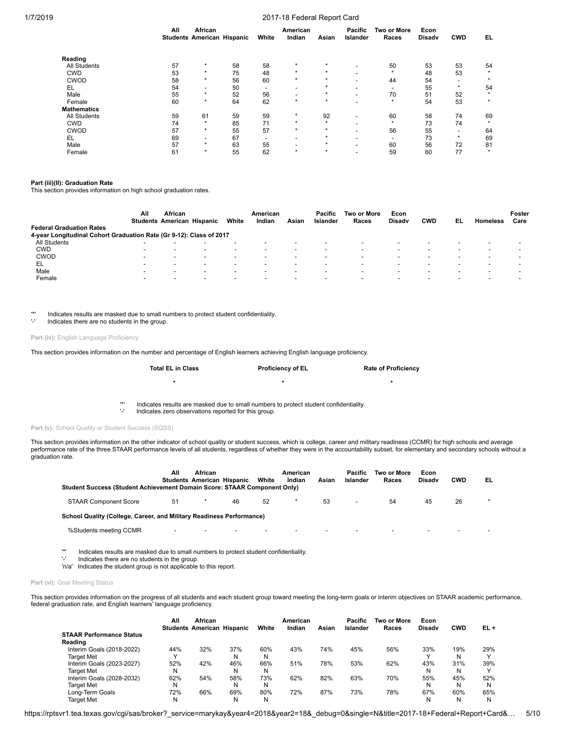| | All Students | African American | Hispanic | White | American Indian | Asian | Pacific Islander | Two or More Races | Econ Disadv | CWD | EL |
|---|---|---|---|---|---|---|---|---|---|---|---|
| **Reading** | | | | | | | | | | | |
| All Students | 57 | * | 58 | 58 | * | * | - | 50 | 53 | 53 | 54 |
| CWD | 53 | * | 75 | 48 | * | * | - | * | 48 | 53 | * |
| CWOD | 58 | * | 56 | 60 | * | * | - | 44 | 54 | - | * |
| EL | 54 | - | 50 | - | - | * | - | - | 55 | * | 54 |
| Male | 55 | * | 52 | 56 | - | * | - | 70 | 51 | 52 | * |
| Female | 60 | * | 64 | 62 | * | * | - | * | 54 | 53 | * |
| **Mathematics** | | | | | | | | | | | |
| All Students | 59 | 61 | 59 | 59 | * | 92 | - | 60 | 58 | 74 | 69 |
| CWD | 74 | * | 85 | 71 | * | * | - | * | 73 | 74 | * |
| CWOD | 57 | * | 55 | 57 | * | * | - | 56 | 55 | - | 64 |
| EL | 69 | - | 67 | - | - | * | - | - | 73 | * | 69 |
| Male | 57 | * | 63 | 55 | - | * | - | 60 | 56 | 72 | 81 |
| Female | 61 | * | 55 | 62 | * | * | - | 59 | 60 | 77 | * |

**Part (iii)(II): Graduation Rate**

This section provides information on high school graduation rates.

| | All Students | African American | Hispanic | White | American Indian | Asian | Pacific Islander | Two or More Races | Econ Disadv | CWD | EL | Homeless | Foster Care |
|---|---|---|---|---|---|---|---|---|---|---|---|---|---|
| **Federal Graduation Rates** | | | | | | | | | | | | | |
| **4-year Longitudinal Cohort Graduation Rate (Gr 9-12): Class of 2017** | | | | | | | | | | | | | |
| All Students | - | - | - | - | - | - | - | - | - | - | - | - | - |
| CWD | - | - | - | - | - | - | - | - | - | - | - | - | - |
| CWOD | - | - | - | - | - | - | - | - | - | - | - | - | - |
| EL | - | - | - | - | - | - | - | - | - | - | - | - | - |
| Male | - | - | - | - | - | - | - | - | - | - | - | - | - |
| Female | - | - | - | - | - | - | - | - | - | - | - | - | - |

'*' Indicates results are masked due to small numbers to protect student confidentiality.
'-' Indicates there are no students in the group.

**Part (iv):** English Language Proficiency

This section provides information on the number and percentage of English learners achieving English language proficiency.

| Total EL in Class | Proficiency of EL | Rate of Proficiency |
|---|---|---|
| * | * | * |

'*' Indicates results are masked due to small numbers to protect student confidentiality.
'-' Indicates zero observations reported for this group.

**Part (v):** School Quality or Student Success (SQSS)

This section provides information on the other indicator of school quality or student success, which is college, career and military readiness (CCMR) for high schools and average performance rate of the three STAAR performance levels of all students, regardless of whether they were in the accountability subset, for elementary and secondary schools without a graduation rate.

| | All Students | African American | Hispanic | White | American Indian | Asian | Pacific Islander | Two or More Races | Econ Disadv | CWD | EL |
|---|---|---|---|---|---|---|---|---|---|---|---|
| **Student Success (Student Achievement Domain Score: STAAR Component Only)** | | | | | | | | | | | |
| STAAR Component Score | 51 | * | 46 | 52 | * | 53 | - | 54 | 45 | 26 | * |
| **School Quality (College, Career, and Military Readiness Performance)** | | | | | | | | | | | |
| %Students meeting CCMR | - | - | - | - | - | - | - | - | - | - | - |

'*' Indicates results are masked due to small numbers to protect student confidentiality.
'-' Indicates there are no students in the group.
'n/a' Indicates the student group is not applicable to this report.

**Part (vi):** Goal Meeting Status

This section provides information on the progress of all students and each student group toward meeting the long-term goals or interim objectives on STAAR academic performance, federal graduation rate, and English learners' language proficiency.

| | All Students | African American | Hispanic | White | American Indian | Asian | Pacific Islander | Two or More Races | Econ Disadv | CWD | EL + |
|---|---|---|---|---|---|---|---|---|---|---|---|
| **STAAR Performance Status** | | | | | | | | | | | |
| **Reading** | | | | | | | | | | | |
| Interim Goals (2018-2022) | 44% | 32% | 37% | 60% | 43% | 74% | 45% | 56% | 33% | 19% | 29% |
| Target Met | Y | | N | N | | | | | Y | N | Y |
| Interim Goals (2023-2027) | 52% | 42% | 46% | 66% | 51% | 78% | 53% | 62% | 43% | 31% | 39% |
| Target Met | N | | N | N | | | | | N | N | Y |
| Interim Goals (2028-2032) | 62% | 54% | 58% | 73% | 62% | 82% | 63% | 70% | 55% | 45% | 52% |
| Target Met | N | | N | N | | | | | N | N | N |
| Long-Term Goals | 72% | 66% | 69% | 80% | 72% | 87% | 73% | 78% | 67% | 60% | 65% |
| Target Met | N | | N | N | | | | | N | N | N |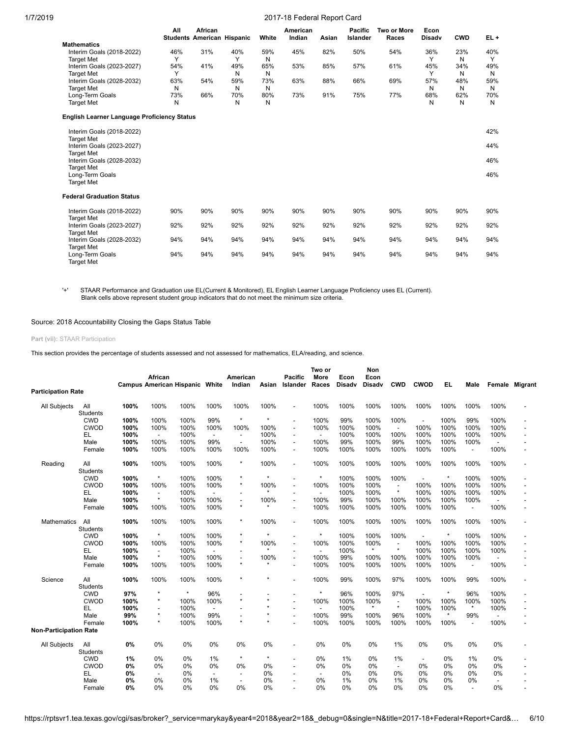| | All Students | African American | Hispanic | White | American Indian | Asian | Pacific Islander | Two or More Races | Econ Disadv | CWD | EL + |
|---|---|---|---|---|---|---|---|---|---|---|---|
| **Mathematics** | | | | | | | | | | | |
| Interim Goals (2018-2022) | 46% | 31% | 40% | 59% | 45% | 82% | 50% | 54% | 36% | 23% | 40% |
| Target Met | Y | | Y | N | | | | | Y | N | Y |
| Interim Goals (2023-2027) | 54% | 41% | 49% | 65% | 53% | 85% | 57% | 61% | 45% | 34% | 49% |
| Target Met | Y | | N | N | | | | | Y | N | N |
| Interim Goals (2028-2032) | 63% | 54% | 59% | 73% | 63% | 88% | 66% | 69% | 57% | 48% | 59% |
| Target Met | N | | N | N | | | | | N | N | N |
| Long-Term Goals | 73% | 66% | 70% | 80% | 73% | 91% | 75% | 77% | 68% | 62% | 70% |
| Target Met | N | | N | N | | | | | N | N | N |
| **English Learner Language Proficiency Status** | | | | | | | | | | | |
| Interim Goals (2018-2022) | | | | | | | | | | | 42% |
| Target Met | | | | | | | | | | | |
| Interim Goals (2023-2027) | | | | | | | | | | | 44% |
| Target Met | | | | | | | | | | | |
| Interim Goals (2028-2032) | | | | | | | | | | | 46% |
| Target Met | | | | | | | | | | | |
| Long-Term Goals | | | | | | | | | | | 46% |
| Target Met | | | | | | | | | | | |
| **Federal Graduation Status** | | | | | | | | | | | |
| Interim Goals (2018-2022) | 90% | 90% | 90% | 90% | 90% | 90% | 90% | 90% | 90% | 90% | 90% |
| Target Met | | | | | | | | | | | |
| Interim Goals (2023-2027) | 92% | 92% | 92% | 92% | 92% | 92% | 92% | 92% | 92% | 92% | 92% |
| Target Met | | | | | | | | | | | |
| Interim Goals (2028-2032) | 94% | 94% | 94% | 94% | 94% | 94% | 94% | 94% | 94% | 94% | 94% |
| Target Met | | | | | | | | | | | |
| Long-Term Goals | 94% | 94% | 94% | 94% | 94% | 94% | 94% | 94% | 94% | 94% | 94% |
| Target Met | | | | | | | | | | | |

'+' STAAR Performance and Graduation use EL(Current & Monitored), EL English Learner Language Proficiency uses EL (Current).
Blank cells above represent student group indicators that do not meet the minimum size criteria.

Source: 2018 Accountability Closing the Gaps Status Table

**Part (vii):** STAAR Participation

This section provides the percentage of students assessed and not assessed for mathematics, ELA/reading, and science.

| | | Campus | African American | Hispanic | White | American Indian | Asian | Pacific Islander | Two or More Races | Econ Disadv | Non Econ Disadv | CWD | CWOD | EL | Male | Female | Migrant |
|---|---|---|---|---|---|---|---|---|---|---|---|---|---|---|---|---|---|
| **Participation Rate** | | | | | | | | | | | | | | | | | |
| All Subjects | All Students | **100%** | 100% | 100% | 100% | 100% | 100% | - | 100% | 100% | 100% | 100% | 100% | 100% | 100% | 100% | - |
| | CWD | **100%** | 100% | 100% | 99% | * | * | - | 100% | 99% | 100% | 100% | - | 100% | 99% | 100% | - |
| | CWOD | **100%** | 100% | 100% | 100% | 100% | 100% | - | 100% | 100% | 100% | - | 100% | 100% | 100% | 100% | - |
| | EL | **100%** | - | 100% | - | - | 100% | - | - | 100% | 100% | 100% | 100% | 100% | 100% | 100% | - |
| | Male | **100%** | 100% | 100% | 99% | - | 100% | - | 100% | 99% | 100% | 99% | 100% | 100% | 100% | - | - |
| | Female | **100%** | 100% | 100% | 100% | 100% | 100% | - | 100% | 100% | 100% | 100% | 100% | 100% | - | 100% | - |
| Reading | All Students | **100%** | 100% | 100% | 100% | * | 100% | - | 100% | 100% | 100% | 100% | 100% | 100% | 100% | 100% | - |
| | CWD | **100%** | * | 100% | 100% | * | * | - | * | 100% | 100% | 100% | - | * | 100% | 100% | - |
| | CWOD | **100%** | 100% | 100% | 100% | * | 100% | - | 100% | 100% | 100% | - | 100% | 100% | 100% | 100% | - |
| | EL | **100%** | - | 100% | - | - | * | - | - | 100% | 100% | * | 100% | 100% | 100% | 100% | - |
| | Male | **100%** | * | 100% | 100% | - | 100% | - | 100% | 99% | 100% | 100% | 100% | 100% | 100% | - | - |
| | Female | **100%** | 100% | 100% | 100% | * | * | - | 100% | 100% | 100% | 100% | 100% | 100% | - | 100% | - |
| Mathematics | All Students | **100%** | 100% | 100% | 100% | * | 100% | - | 100% | 100% | 100% | 100% | 100% | 100% | 100% | 100% | - |
| | CWD | **100%** | * | 100% | 100% | * | * | - | * | 100% | 100% | 100% | - | * | 100% | 100% | - |
| | CWOD | **100%** | 100% | 100% | 100% | * | 100% | - | 100% | 100% | 100% | - | 100% | 100% | 100% | 100% | - |
| | EL | **100%** | - | 100% | - | - | * | - | - | 100% | * | * | 100% | 100% | 100% | 100% | - |
| | Male | **100%** | * | 100% | 100% | - | 100% | - | 100% | 99% | 100% | 100% | 100% | 100% | 100% | - | - |
| | Female | **100%** | 100% | 100% | 100% | * | * | - | 100% | 100% | 100% | 100% | 100% | 100% | - | 100% | - |
| Science | All Students | **100%** | 100% | 100% | 100% | * | * | - | 100% | 99% | 100% | 97% | 100% | 100% | 99% | 100% | - |
| | CWD | **97%** | * | * | 96% | - | - | - | * | 96% | 100% | 97% | - | * | 96% | 100% | - |
| | CWOD | **100%** | * | 100% | 100% | * | * | - | 100% | 100% | 100% | - | 100% | 100% | 100% | 100% | - |
| | EL | **100%** | - | 100% | - | - | * | - | - | 100% | * | * | 100% | 100% | * | 100% | - |
| | Male | **99%** | * | 100% | 99% | - | * | - | 100% | 99% | 100% | 96% | 100% | * | 99% | - | - |
| | Female | **100%** | * | 100% | 100% | * | * | - | 100% | 100% | 100% | 100% | 100% | 100% | - | 100% | - |
| **Non-Participation Rate** | | | | | | | | | | | | | | | | | |
| All Subjects | All Students | **0%** | 0% | 0% | 0% | 0% | 0% | - | 0% | 0% | 0% | 1% | 0% | 0% | 0% | 0% | - |
| | CWD | **1%** | 0% | 0% | 1% | * | * | - | 0% | 1% | 0% | 1% | - | 0% | 1% | 0% | - |
| | CWOD | **0%** | 0% | 0% | 0% | 0% | 0% | - | 0% | 0% | 0% | - | 0% | 0% | 0% | 0% | - |
| | EL | **0%** | - | 0% | - | - | 0% | - | - | 0% | 0% | 0% | 0% | 0% | 0% | 0% | - |
| | Male | **0%** | 0% | 0% | 1% | - | 0% | - | 0% | 1% | 0% | 1% | 0% | 0% | 0% | - | - |
| | Female | **0%** | 0% | 0% | 0% | 0% | 0% | - | 0% | 0% | 0% | 0% | 0% | 0% | - | 0% | - |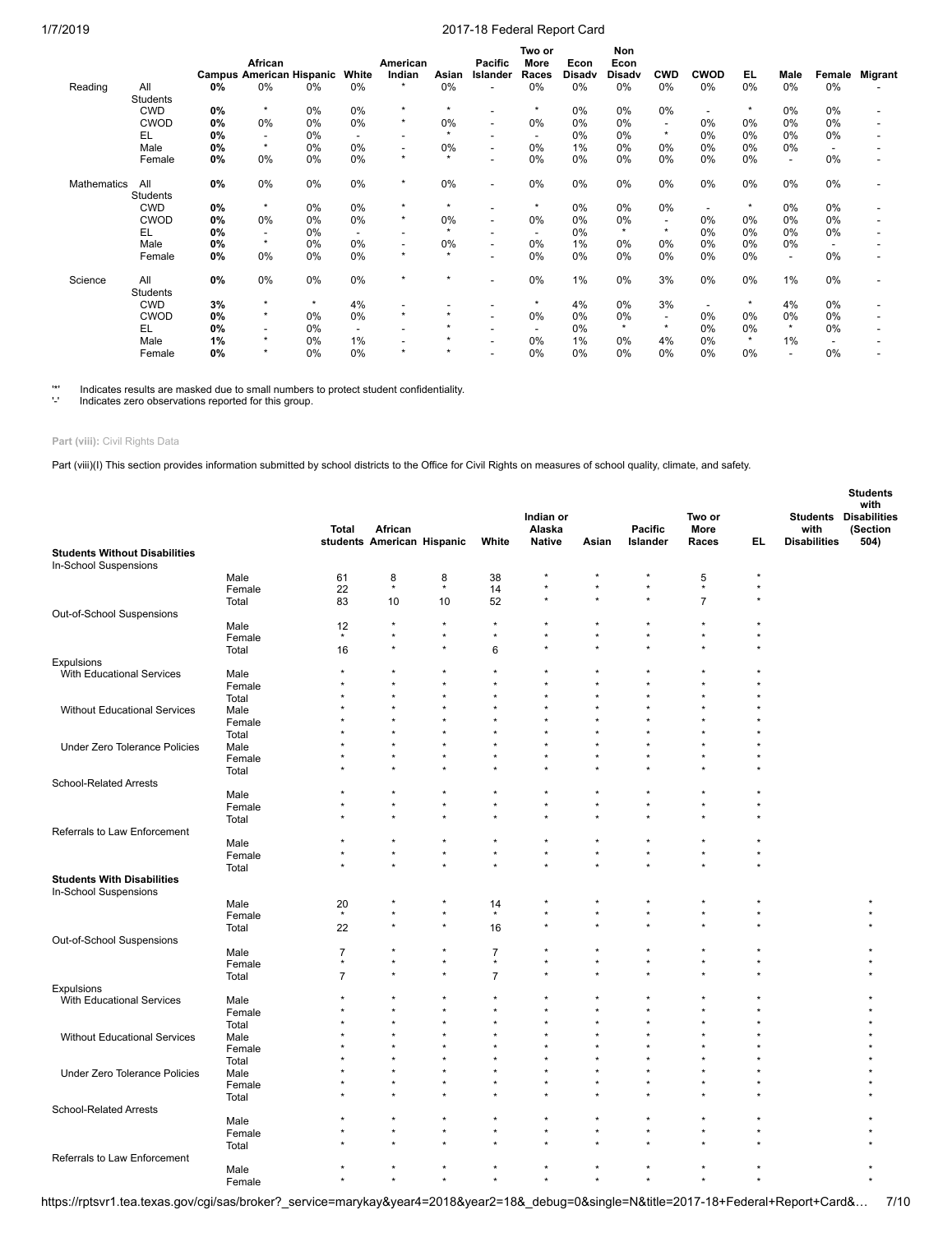| | | Campus | African American | Hispanic | White | American Indian | Asian | Pacific Islander | Two or More Races | Econ Disadv | Non Econ Disadv | CWD | CWOD | EL | Male | Female | Migrant |
|---|---|---|---|---|---|---|---|---|---|---|---|---|---|---|---|---|---|
| Reading | All Students | **0%** | 0% | 0% | 0% | * | 0% | - | 0% | 0% | 0% | 0% | 0% | 0% | 0% | 0% | - |
| | CWD | **0%** | * | 0% | 0% | * | * | - | * | 0% | 0% | 0% | - | * | 0% | 0% | - |
| | CWOD | **0%** | 0% | 0% | 0% | * | 0% | - | 0% | 0% | 0% | - | 0% | 0% | 0% | 0% | - |
| | EL | **0%** | - | 0% | - | - | * | - | - | 0% | 0% | * | 0% | 0% | 0% | 0% | - |
| | Male | **0%** | * | 0% | 0% | - | 0% | - | 0% | 1% | 0% | 0% | 0% | 0% | 0% | - | - |
| | Female | **0%** | 0% | 0% | 0% | * | * | - | 0% | 0% | 0% | 0% | 0% | 0% | - | 0% | - |
| Mathematics | All Students | **0%** | 0% | 0% | 0% | * | 0% | - | 0% | 0% | 0% | 0% | 0% | 0% | 0% | 0% | - |
| | CWD | **0%** | * | 0% | 0% | * | * | - | * | 0% | 0% | 0% | - | * | 0% | 0% | - |
| | CWOD | **0%** | 0% | 0% | 0% | * | 0% | - | 0% | 0% | 0% | - | 0% | 0% | 0% | 0% | - |
| | EL | **0%** | - | 0% | - | - | * | - | - | 0% | * | * | 0% | 0% | 0% | 0% | - |
| | Male | **0%** | * | 0% | 0% | - | 0% | - | 0% | 1% | 0% | 0% | 0% | 0% | 0% | - | - |
| | Female | **0%** | 0% | 0% | 0% | * | * | - | 0% | 0% | 0% | 0% | 0% | 0% | - | 0% | - |
| Science | All Students | **0%** | 0% | 0% | 0% | * | * | - | 0% | 1% | 0% | 3% | 0% | 0% | 1% | 0% | - |
| | CWD | **3%** | * | * | 4% | - | - | - | * | 4% | 0% | 3% | - | * | 4% | 0% | - |
| | CWOD | **0%** | * | 0% | 0% | * | * | - | 0% | 0% | 0% | - | 0% | 0% | 0% | 0% | - |
| | EL | **0%** | - | 0% | - | - | * | - | - | 0% | * | * | 0% | 0% | * | 0% | - |
| | Male | **1%** | * | 0% | 1% | - | * | - | 0% | 1% | 0% | 4% | 0% | * | 1% | - | - |
| | Female | **0%** | * | 0% | 0% | * | * | - | 0% | 0% | 0% | 0% | 0% | 0% | - | 0% | - |

'*' Indicates results are masked due to small numbers to protect student confidentiality.
'-' Indicates zero observations reported for this group.

**Part (viii):** Civil Rights Data

Part (viii)(I) This section provides information submitted by school districts to the Office for Civil Rights on measures of school quality, climate, and safety.

| | | Total students | African American | Hispanic | White | Indian or Alaska Native | Asian | Pacific Islander | Two or More Races | EL | Students with Disabilities | Students with Disabilities (Section 504) |
|---|---|---|---|---|---|---|---|---|---|---|---|---|
| **Students Without Disabilities** | | | | | | | | | | | | |
| In-School Suspensions | | | | | | | | | | | | |
| | Male | 61 | 8 | 8 | 38 | * | * | * | 5 | * | | |
| | Female | 22 | * | * | 14 | * | * | * | * | * | | |
| | Total | 83 | 10 | 10 | 52 | * | * | * | 7 | * | | |
| Out-of-School Suspensions | | | | | | | | | | | | |
| | Male | 12 | * | * | * | * | * | * | * | * | | |
| | Female | * | * | * | * | * | * | * | * | * | | |
| | Total | 16 | * | * | 6 | * | * | * | * | * | | |
| Expulsions | | | | | | | | | | | | |
| With Educational Services | Male | * | * | * | * | * | * | * | * | * | | |
| | Female | * | * | * | * | * | * | * | * | * | | |
| | Total | * | * | * | * | * | * | * | * | * | | |
| Without Educational Services | Male | * | * | * | * | * | * | * | * | * | | |
| | Female | * | * | * | * | * | * | * | * | * | | |
| | Total | * | * | * | * | * | * | * | * | * | | |
| Under Zero Tolerance Policies | Male | * | * | * | * | * | * | * | * | * | | |
| | Female | * | * | * | * | * | * | * | * | * | | |
| | Total | * | * | * | * | * | * | * | * | * | | |
| School-Related Arrests | | | | | | | | | | | | |
| | Male | * | * | * | * | * | * | * | * | * | | |
| | Female | * | * | * | * | * | * | * | * | * | | |
| | Total | * | * | * | * | * | * | * | * | * | | |
| Referrals to Law Enforcement | | | | | | | | | | | | |
| | Male | * | * | * | * | * | * | * | * | * | | |
| | Female | * | * | * | * | * | * | * | * | * | | |
| | Total | * | * | * | * | * | * | * | * | * | | |
| **Students With Disabilities** | | | | | | | | | | | | |
| In-School Suspensions | | | | | | | | | | | | |
| | Male | 20 | * | * | 14 | * | * | * | * | * | | * |
| | Female | * | * | * | * | * | * | * | * | * | | * |
| | Total | 22 | * | * | 16 | * | * | * | * | * | | * |
| Out-of-School Suspensions | | | | | | | | | | | | |
| | Male | 7 | * | * | 7 | * | * | * | * | * | | * |
| | Female | * | * | * | * | * | * | * | * | * | | * |
| | Total | 7 | * | * | 7 | * | * | * | * | * | | * |
| Expulsions | | | | | | | | | | | | |
| With Educational Services | Male | * | * | * | * | * | * | * | * | * | | * |
| | Female | * | * | * | * | * | * | * | * | * | | * |
| | Total | * | * | * | * | * | * | * | * | * | | * |
| Without Educational Services | Male | * | * | * | * | * | * | * | * | * | | * |
| | Female | * | * | * | * | * | * | * | * | * | | * |
| | Total | * | * | * | * | * | * | * | * | * | | * |
| Under Zero Tolerance Policies | Male | * | * | * | * | * | * | * | * | * | | * |
| | Female | * | * | * | * | * | * | * | * | * | | * |
| | Total | * | * | * | * | * | * | * | * | * | | * |
| School-Related Arrests | | | | | | | | | | | | |
| | Male | * | * | * | * | * | * | * | * | * | | * |
| | Female | * | * | * | * | * | * | * | * | * | | * |
| | Total | * | * | * | * | * | * | * | * | * | | * |
| Referrals to Law Enforcement | | | | | | | | | | | | |
| | Male | * | * | * | * | * | * | * | * | * | | * |
| | Female | * | * | * | * | * | * | * | * | * | | * |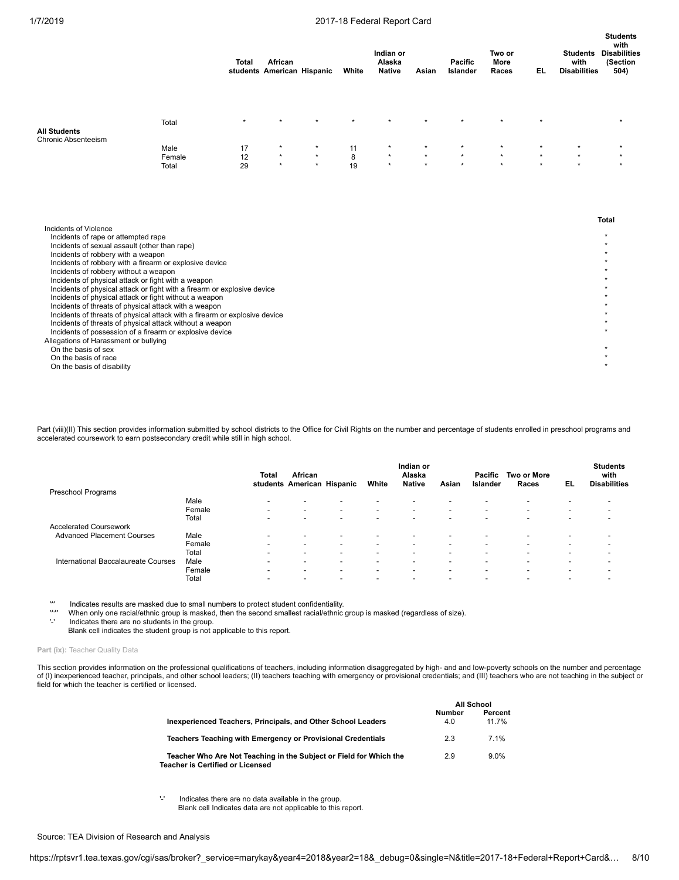| | | Total students | African American | Hispanic | White | Indian or Alaska Native | Asian | Pacific Islander | Two or More Races | EL | Students with Disabilities | Students with Disabilities (Section 504) |
|---|---|---|---|---|---|---|---|---|---|---|---|---|
| **All Students** | Total | * | * | * | * | * | * | * | * | * | | * |
| Chronic Absenteeism | Male | 17 | * | * | 11 | * | * | * | * | * | * | * |
| | Female | 12 | * | * | 8 | * | * | * | * | * | * | * |
| | Total | 29 | * | * | 19 | * | * | * | * | * | * | * |

| | Total |
|---|---|
| Incidents of Violence | |
| Incidents of rape or attempted rape | * |
| Incidents of sexual assault (other than rape) | * |
| Incidents of robbery with a weapon | * |
| Incidents of robbery with a firearm or explosive device | * |
| Incidents of robbery without a weapon | * |
| Incidents of physical attack or fight with a weapon | * |
| Incidents of physical attack or fight with a firearm or explosive device | * |
| Incidents of physical attack or fight without a weapon | * |
| Incidents of threats of physical attack with a weapon | * |
| Incidents of threats of physical attack with a firearm or explosive device | * |
| Incidents of threats of physical attack without a weapon | * |
| Incidents of possession of a firearm or explosive device | * |
| Allegations of Harassment or bullying | |
| On the basis of sex | * |
| On the basis of race | * |
| On the basis of disability | * |

Part (viii)(II) This section provides information submitted by school districts to the Office for Civil Rights on the number and percentage of students enrolled in preschool programs and accelerated coursework to earn postsecondary credit while still in high school.

| | | Total students | African American | Hispanic | White | Indian or Alaska Native | Asian | Pacific Islander | Two or More Races | EL | Students with Disabilities |
|---|---|---|---|---|---|---|---|---|---|---|---|
| Preschool Programs | | | | | | | | | | | |
| | Male | - | - | - | - | - | - | - | - | - | - |
| | Female | - | - | - | - | - | - | - | - | - | - |
| | Total | - | - | - | - | - | - | - | - | - | - |
| Accelerated Coursework | | | | | | | | | | | |
| Advanced Placement Courses | Male | - | - | - | - | - | - | - | - | - | - |
| | Female | - | - | - | - | - | - | - | - | - | - |
| | Total | - | - | - | - | - | - | - | - | - | - |
| International Baccalaureate Courses | Male | - | - | - | - | - | - | - | - | - | - |
| | Female | - | - | - | - | - | - | - | - | - | - |
| | Total | - | - | - | - | - | - | - | - | - | - |

'*' Indicates results are masked due to small numbers to protect student confidentiality.
'**' When only one racial/ethnic group is masked, then the second smallest racial/ethnic group is masked (regardless of size).
'-' Indicates there are no students in the group.
Blank cell indicates the student group is not applicable to this report.

**Part (ix):** Teacher Quality Data

This section provides information on the professional qualifications of teachers, including information disaggregated by high- and and low-poverty schools on the number and percentage of (I) inexperienced teacher, principals, and other school leaders; (II) teachers teaching with emergency or provisional credentials; and (III) teachers who are not teaching in the subject or field for which the teacher is certified or licensed.

| | All School | |
|---|---|---|
| | Number | Percent |
| **Inexperienced Teachers, Principals, and Other School Leaders** | 4.0 | 11.7% |
| **Teachers Teaching with Emergency or Provisional Credentials** | 2.3 | 7.1% |
| **Teacher Who Are Not Teaching in the Subject or Field for Which the Teacher is Certified or Licensed** | 2.9 | 9.0% |

'-' Indicates there are no data available in the group.
Blank cell Indicates data are not applicable to this report.

Source: TEA Division of Research and Analysis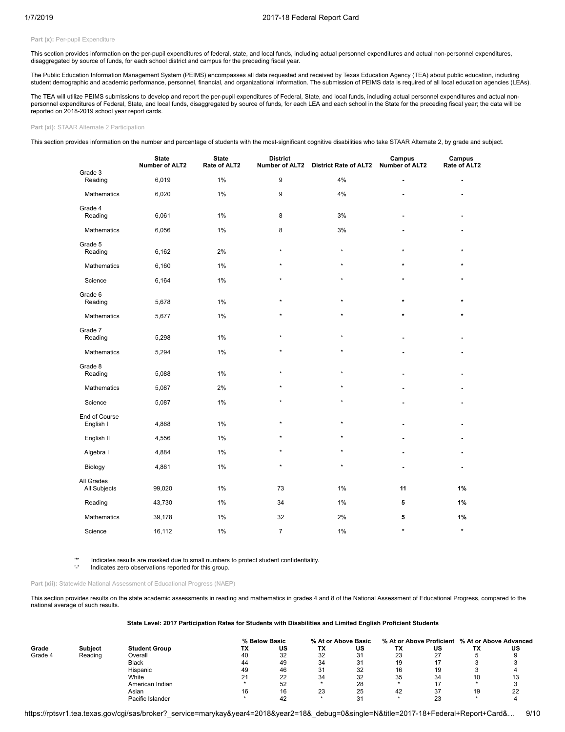**Part (x):** Per-pupil Expenditure

This section provides information on the per-pupil expenditures of federal, state, and local funds, including actual personnel expenditures and actual non-personnel expenditures, disaggregated by source of funds, for each school district and campus for the preceding fiscal year.

The Public Education Information Management System (PEIMS) encompasses all data requested and received by Texas Education Agency (TEA) about public education, including student demographic and academic performance, personnel, financial, and organizational information. The submission of PEIMS data is required of all local education agencies (LEAs).

The TEA will utilize PEIMS submissions to develop and report the per-pupil expenditures of Federal, State, and local funds, including actual personnel expenditures and actual non-personnel expenditures of Federal, State, and local funds, disaggregated by source of funds, for each LEA and each school in the State for the preceding fiscal year; the data will be reported on 2018-2019 school year report cards.

**Part (xi):** STAAR Alternate 2 Participation

This section provides information on the number and percentage of students with the most-significant cognitive disabilities who take STAAR Alternate 2, by grade and subject.

| | State Number of ALT2 | State Rate of ALT2 | District Number of ALT2 | District Rate of ALT2 | Campus Number of ALT2 | Campus Rate of ALT2 |
|---|---|---|---|---|---|---|
| **Grade 3** | | | | | | |
| Reading | 6,019 | 1% | 9 | 4% | - | - |
| Mathematics | 6,020 | 1% | 9 | 4% | - | - |
| **Grade 4** | | | | | | |
| Reading | 6,061 | 1% | 8 | 3% | - | - |
| Mathematics | 6,056 | 1% | 8 | 3% | - | - |
| **Grade 5** | | | | | | |
| Reading | 6,162 | 2% | * | * | * | * |
| Mathematics | 6,160 | 1% | * | * | * | * |
| Science | 6,164 | 1% | * | * | * | * |
| **Grade 6** | | | | | | |
| Reading | 5,678 | 1% | * | * | * | * |
| Mathematics | 5,677 | 1% | * | * | * | * |
| **Grade 7** | | | | | | |
| Reading | 5,298 | 1% | * | * | - | - |
| Mathematics | 5,294 | 1% | * | * | - | - |
| **Grade 8** | | | | | | |
| Reading | 5,088 | 1% | * | * | - | - |
| Mathematics | 5,087 | 2% | * | * | - | - |
| Science | 5,087 | 1% | * | * | - | - |
| **End of Course** | | | | | | |
| English I | 4,868 | 1% | * | * | - | - |
| English II | 4,556 | 1% | * | * | - | - |
| Algebra I | 4,884 | 1% | * | * | - | - |
| Biology | 4,861 | 1% | * | * | - | - |
| **All Grades** | | | | | | |
| All Subjects | 99,020 | 1% | 73 | 1% | **11** | **1%** |
| Reading | 43,730 | 1% | 34 | 1% | **5** | **1%** |
| Mathematics | 39,178 | 1% | 32 | 2% | **5** | **1%** |
| Science | 16,112 | 1% | 7 | 1% | * | * |

'*' Indicates results are masked due to small numbers to protect student confidentiality.
'-' Indicates zero observations reported for this group.

**Part (xii):** Statewide National Assessment of Educational Progress (NAEP)

This section provides results on the state academic assessments in reading and mathematics in grades 4 and 8 of the National Assessment of Educational Progress, compared to the national average of such results.

**State Level: 2017 Participation Rates for Students with Disabilities and Limited English Proficient Students**

| | | | % Below Basic | | % At or Above Basic | | % At or Above Proficient | | % At or Above Advanced | |
|---|---|---|---|---|---|---|---|---|---|---|
| **Grade** | **Subject** | **Student Group** | **TX** | **US** | **TX** | **US** | **TX** | **US** | **TX** | **US** |
| Grade 4 | Reading | Overall | 40 | 32 | 32 | 31 | 23 | 27 | 5 | 9 |
| | | Black | 44 | 49 | 34 | 31 | 19 | 17 | 3 | 3 |
| | | Hispanic | 49 | 46 | 31 | 32 | 16 | 19 | 3 | 4 |
| | | White | 21 | 22 | 34 | 32 | 35 | 34 | 10 | 13 |
| | | American Indian | * | 52 | * | 28 | * | 17 | * | 3 |
| | | Asian | 16 | 16 | 23 | 25 | 42 | 37 | 19 | 22 |
| | | Pacific Islander | * | 42 | * | 31 | * | 23 | * | 4 |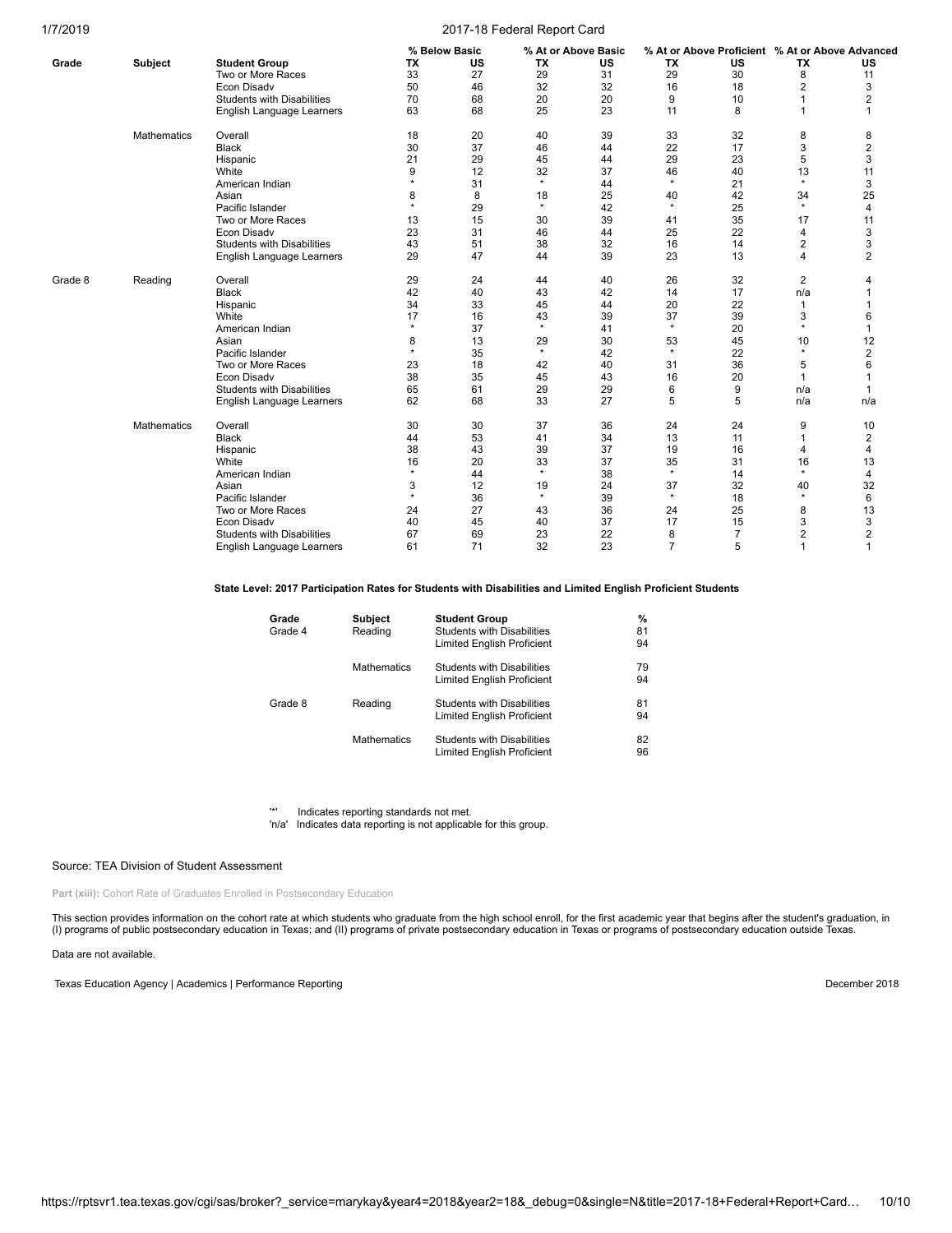| Grade | Subject | Student Group | % Below Basic | | % At or Above Basic | | % At or Above Proficient | | % At or Above Advanced | |
|---|---|---|---|---|---|---|---|---|---|---|
| | | | TX | US | TX | US | TX | US | TX | US |
| | | Two or More Races | 33 | 27 | 29 | 31 | 29 | 30 | 8 | 11 |
| | | Econ Disadv | 50 | 46 | 32 | 32 | 16 | 18 | 2 | 3 |
| | | Students with Disabilities | 70 | 68 | 20 | 20 | 9 | 10 | 1 | 2 |
| | | English Language Learners | 63 | 68 | 25 | 23 | 11 | 8 | 1 | 1 |
| | Mathematics | Overall | 18 | 20 | 40 | 39 | 33 | 32 | 8 | 8 |
| | | Black | 30 | 37 | 46 | 44 | 22 | 17 | 3 | 2 |
| | | Hispanic | 21 | 29 | 45 | 44 | 29 | 23 | 5 | 3 |
| | | White | 9 | 12 | 32 | 37 | 46 | 40 | 13 | 11 |
| | | American Indian | * | 31 | * | 44 | * | 21 | * | 3 |
| | | Asian | 8 | 8 | 18 | 25 | 40 | 42 | 34 | 25 |
| | | Pacific Islander | * | 29 | * | 42 | * | 25 | * | 4 |
| | | Two or More Races | 13 | 15 | 30 | 39 | 41 | 35 | 17 | 11 |
| | | Econ Disadv | 23 | 31 | 46 | 44 | 25 | 22 | 4 | 3 |
| | | Students with Disabilities | 43 | 51 | 38 | 32 | 16 | 14 | 2 | 3 |
| | | English Language Learners | 29 | 47 | 44 | 39 | 23 | 13 | 4 | 2 |
| Grade 8 | Reading | Overall | 29 | 24 | 44 | 40 | 26 | 32 | 2 | 4 |
| | | Black | 42 | 40 | 43 | 42 | 14 | 17 | n/a | 1 |
| | | Hispanic | 34 | 33 | 45 | 44 | 20 | 22 | 1 | 1 |
| | | White | 17 | 16 | 43 | 39 | 37 | 39 | 3 | 6 |
| | | American Indian | * | 37 | * | 41 | * | 20 | * | 1 |
| | | Asian | 8 | 13 | 29 | 30 | 53 | 45 | 10 | 12 |
| | | Pacific Islander | * | 35 | * | 42 | * | 22 | * | 2 |
| | | Two or More Races | 23 | 18 | 42 | 40 | 31 | 36 | 5 | 6 |
| | | Econ Disadv | 38 | 35 | 45 | 43 | 16 | 20 | 1 | 1 |
| | | Students with Disabilities | 65 | 61 | 29 | 29 | 6 | 9 | n/a | 1 |
| | | English Language Learners | 62 | 68 | 33 | 27 | 5 | 5 | n/a | n/a |
| | Mathematics | Overall | 30 | 30 | 37 | 36 | 24 | 24 | 9 | 10 |
| | | Black | 44 | 53 | 41 | 34 | 13 | 11 | 1 | 2 |
| | | Hispanic | 38 | 43 | 39 | 37 | 19 | 16 | 4 | 4 |
| | | White | 16 | 20 | 33 | 37 | 35 | 31 | 16 | 13 |
| | | American Indian | * | 44 | * | 38 | * | 14 | * | 4 |
| | | Asian | 3 | 12 | 19 | 24 | 37 | 32 | 40 | 32 |
| | | Pacific Islander | * | 36 | * | 39 | * | 18 | * | 6 |
| | | Two or More Races | 24 | 27 | 43 | 36 | 24 | 25 | 8 | 13 |
| | | Econ Disadv | 40 | 45 | 40 | 37 | 17 | 15 | 3 | 3 |
| | | Students with Disabilities | 67 | 69 | 23 | 22 | 8 | 7 | 2 | 2 |
| | | English Language Learners | 61 | 71 | 32 | 23 | 7 | 5 | 1 | 1 |

**State Level: 2017 Participation Rates for Students with Disabilities and Limited English Proficient Students**

| Grade | Subject | Student Group | % |
|---|---|---|---|
| Grade 4 | Reading | Students with Disabilities | 81 |
| | | Limited English Proficient | 94 |
| | Mathematics | Students with Disabilities | 79 |
| | | Limited English Proficient | 94 |
| Grade 8 | Reading | Students with Disabilities | 81 |
| | | Limited English Proficient | 94 |
| | Mathematics | Students with Disabilities | 82 |
| | | Limited English Proficient | 96 |

'*' Indicates reporting standards not met.
'n/a' Indicates data reporting is not applicable for this group.

Source: TEA Division of Student Assessment

**Part (xiii):** Cohort Rate of Graduates Enrolled in Postsecondary Education

This section provides information on the cohort rate at which students who graduate from the high school enroll, for the first academic year that begins after the student's graduation, in (I) programs of public postsecondary education in Texas; and (II) programs of private postsecondary education in Texas or programs of postsecondary education outside Texas.

Data are not available.

Texas Education Agency | Academics | Performance Reporting    December 2018